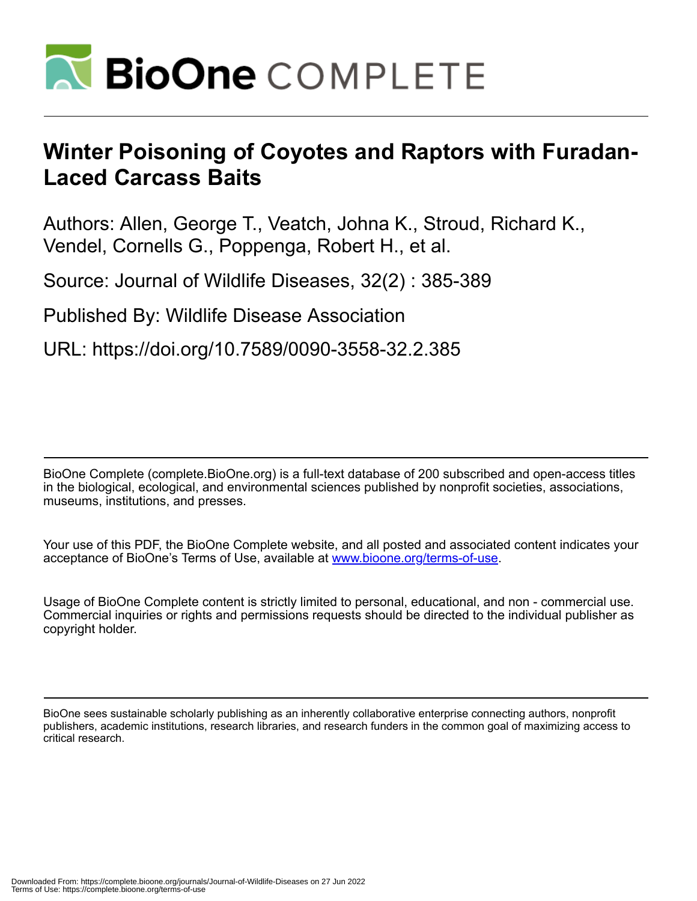# Winter Poisoning of Coyotes and Raptors with Furadan-Laced Carcass Baits

Authors: Allen, George T., Veatch, Johna K., Stroud, Richard K., Vendel, Cornells G., Poppenga, Robert H., et al.

Source: Journal of Wildlife Diseases, 32(2) : 385-389

Published By: Wildlife Disease Association

URL: https://doi.org/10.7589/0090-3558-32.2.385

BioOne Complete (complete.BioOne.org) is a full-text database of 200 subscribed and open-access titles in the biological, ecological, and environmental sciences published by nonprofit societies, associations, museums, institutions, and presses.

Your use of this PDF, the BioOne Complete website, and all posted and associated content indicates your acceptance of BioOne's Terms of Use, available at www.bioone.org/terms-of-use.

Usage of BioOne Complete content is strictly limited to personal, educational, and non - commercial use. Commercial inquiries or rights and permissions requests should be directed to the individual publisher as copyright holder.

BioOne sees sustainable scholarly publishing as an inherently collaborative enterprise connecting authors, nonprofit publishers, academic institutions, research libraries, and research funders in the common goal of maximizing access to critical research.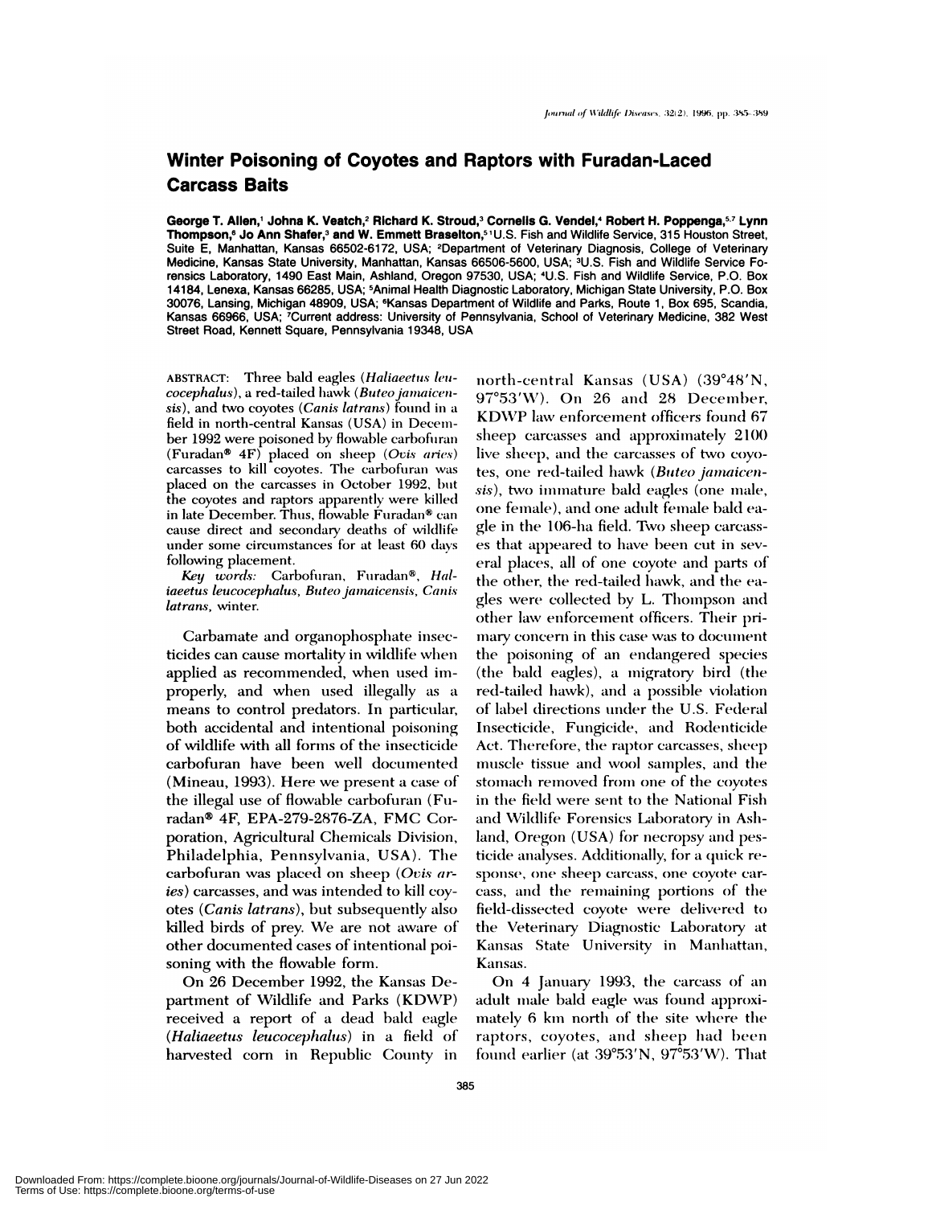# Winter Poisoning of Coyotes and Raptors with Furadan-Laced Carcass Baits

**George T. Allen,[1] Johna K. Veatch,[2] Richard K. Stroud,[3] Cornelis G. Vendel,[4] Robert H. Poppenga,[5,7] Lynn Thompson,[6] Jo Ann Shafer,[3] and W. Emmett Braselton,[5]** [1]U.S. Fish and Wildlife Service, 315 Houston Street, Suite E, Manhattan, Kansas 66502-6172, USA; [2]Department of Veterinary Diagnosis, College of Veterinary Medicine, Kansas State University, Manhattan, Kansas 66506-5600, USA; [3]U.S. Fish and Wildlife Service Forensics Laboratory, 1490 East Main, Ashland, Oregon 97530, USA; [4]U.S. Fish and Wildlife Service, P.O. Box 14184, Lenexa, Kansas 66285, USA; [5]Animal Health Diagnostic Laboratory, Michigan State University, P.O. Box 30076, Lansing, Michigan 48909, USA; [6]Kansas Department of Wildlife and Parks, Route 1, Box 695, Scandia, Kansas 66966, USA; [7]Current address: University of Pennsylvania, School of Veterinary Medicine, 382 West Street Road, Kennett Square, Pennsylvania 19348, USA

ABSTRACT: Three bald eagles (*Haliaeetus leucocephalus*), a red-tailed hawk (*Buteo jamaicensis*), and two coyotes (*Canis latrans*) found in a field in north-central Kansas (USA) in December 1992 were poisoned by flowable carbofuran (Furadan® 4F) placed on sheep (*Ovis aries*) carcasses to kill coyotes. The carbofuran was placed on the carcasses in October 1992, but the coyotes and raptors apparently were killed in late December. Thus, flowable Furadan® can cause direct and secondary deaths of wildlife under some circumstances for at least 60 days following placement.

*Key words:* Carbofuran, Furadan®, *Haliaeetus leucocephalus*, *Buteo jamaicensis*, *Canis latrans*, winter.

Carbamate and organophosphate insecticides can cause mortality in wildlife when applied as recommended, when used improperly, and when used illegally as a means to control predators. In particular, both accidental and intentional poisoning of wildlife with all forms of the insecticide carbofuran have been well documented (Mineau, 1993). Here we present a case of the illegal use of flowable carbofuran (Furadan® 4F, EPA-279-2876-ZA, FMC Corporation, Agricultural Chemicals Division, Philadelphia, Pennsylvania, USA). The carbofuran was placed on sheep (*Ovis aries*) carcasses, and was intended to kill coyotes (*Canis latrans*), but subsequently also killed birds of prey. We are not aware of other documented cases of intentional poisoning with the flowable form.

On 26 December 1992, the Kansas Department of Wildlife and Parks (KDWP) received a report of a dead bald eagle (*Haliaeetus leucocephalus*) in a field of harvested corn in Republic County in north-central Kansas (USA) (39°48′N, 97°53′W). On 26 and 28 December, KDWP law enforcement officers found 67 sheep carcasses and approximately 2100 live sheep, and the carcasses of two coyotes, one red-tailed hawk (*Buteo jamaicensis*), two immature bald eagles (one male, one female), and one adult female bald eagle in the 106-ha field. Two sheep carcasses that appeared to have been cut in several places, all of one coyote and parts of the other, the red-tailed hawk, and the eagles were collected by L. Thompson and other law enforcement officers. Their primary concern in this case was to document the poisoning of an endangered species (the bald eagles), a migratory bird (the red-tailed hawk), and a possible violation of label directions under the U.S. Federal Insecticide, Fungicide, and Rodenticide Act. Therefore, the raptor carcasses, sheep muscle tissue and wool samples, and the stomach removed from one of the coyotes in the field were sent to the National Fish and Wildlife Forensics Laboratory in Ashland, Oregon (USA) for necropsy and pesticide analyses. Additionally, for a quick response, one sheep carcass, one coyote carcass, and the remaining portions of the field-dissected coyote were delivered to the Veterinary Diagnostic Laboratory at Kansas State University in Manhattan, Kansas.

On 4 January 1993, the carcass of an adult male bald eagle was found approximately 6 km north of the site where the raptors, coyotes, and sheep had been found earlier (at 39°53′N, 97°53′W). That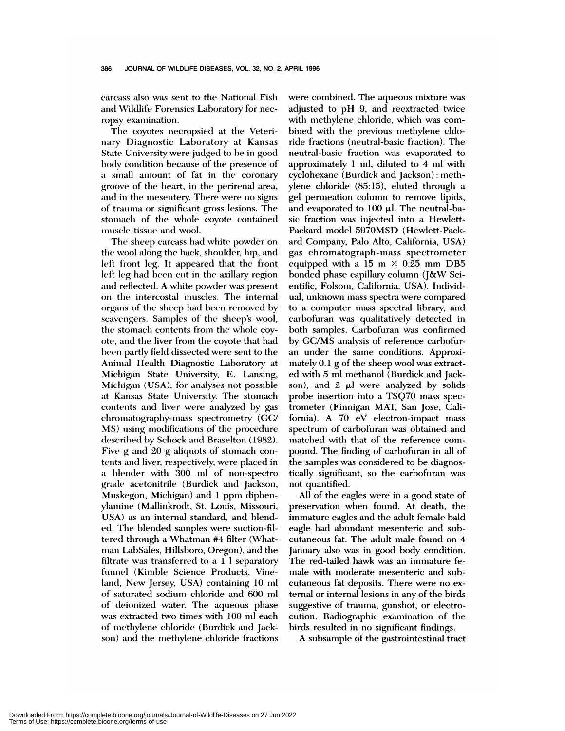carcass also was sent to the National Fish and Wildlife Forensics Laboratory for necropsy examination.

The coyotes necropsied at the Veterinary Diagnostic Laboratory at Kansas State University were judged to be in good body condition because of the presence of a small amount of fat in the coronary groove of the heart, in the perirenal area, and in the mesentery. There were no signs of trauma or significant gross lesions. The stomach of the whole coyote contained muscle tissue and wool.

The sheep carcass had white powder on the wool along the back, shoulder, hip, and left front leg. It appeared that the front left leg had been cut in the axillary region and reflected. A white powder was present on the intercostal muscles. The internal organs of the sheep had been removed by scavengers. Samples of the sheep's wool, the stomach contents from the whole coyote, and the liver from the coyote that had been partly field dissected were sent to the Animal Health Diagnostic Laboratory at Michigan State University, E. Lansing, Michigan (USA), for analyses not possible at Kansas State University. The stomach contents and liver were analyzed by gas chromatography-mass spectrometry (GC/MS) using modifications of the procedure described by Schock and Braselton (1982). Five g and 20 g aliquots of stomach contents and liver, respectively, were placed in a blender with 300 ml of non-spectro grade acetonitrile (Burdick and Jackson, Muskegon, Michigan) and 1 ppm diphenylamine (Mallinkrodt, St. Louis, Missouri, USA) as an internal standard, and blended. The blended samples were suction-filtered through a Whatman #4 filter (Whatman LabSales, Hillsboro, Oregon), and the filtrate was transferred to a 1 l separatory funnel (Kimble Science Products, Vineland, New Jersey, USA) containing 10 ml of saturated sodium chloride and 600 ml of deionized water. The aqueous phase was extracted two times with 100 ml each of methylene chloride (Burdick and Jackson) and the methylene chloride fractions were combined. The aqueous mixture was adjusted to pH 9, and reextracted twice with methylene chloride, which was combined with the previous methylene chloride fractions (neutral-basic fraction). The neutral-basic fraction was evaporated to approximately 1 ml, diluted to 4 ml with cyclohexane (Burdick and Jackson) : methylene chloride (85:15), eluted through a gel permeation column to remove lipids, and evaporated to 100 μl. The neutral-basic fraction was injected into a Hewlett-Packard model 5970MSD (Hewlett-Packard Company, Palo Alto, California, USA) gas chromatograph-mass spectrometer equipped with a 15 m × 0.25 mm DB5 bonded phase capillary column (J&W Scientific, Folsom, California, USA). Individual, unknown mass spectra were compared to a computer mass spectral library, and carbofuran was qualitatively detected in both samples. Carbofuran was confirmed by GC/MS analysis of reference carbofuran under the same conditions. Approximately 0.1 g of the sheep wool was extracted with 5 ml methanol (Burdick and Jackson), and 2 μl were analyzed by solids probe insertion into a TSQ70 mass spectrometer (Finnigan MAT, San Jose, California). A 70 eV electron-impact mass spectrum of carbofuran was obtained and matched with that of the reference compound. The finding of carbofuran in all of the samples was considered to be diagnostically significant, so the carbofuran was not quantified.

All of the eagles were in a good state of preservation when found. At death, the immature eagles and the adult female bald eagle had abundant mesenteric and subcutaneous fat. The adult male found on 4 January also was in good body condition. The red-tailed hawk was an immature female with moderate mesenteric and subcutaneous fat deposits. There were no external or internal lesions in any of the birds suggestive of trauma, gunshot, or electrocution. Radiographic examination of the birds resulted in no significant findings.

A subsample of the gastrointestinal tract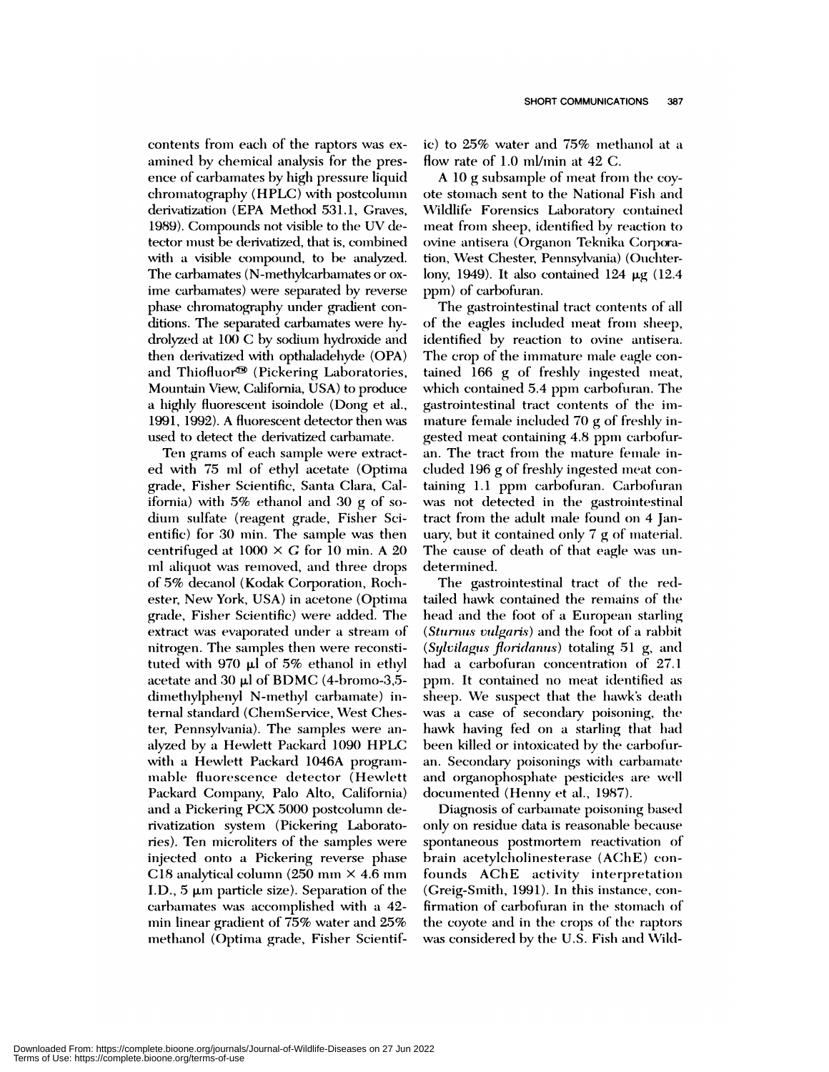contents from each of the raptors was examined by chemical analysis for the presence of carbamates by high pressure liquid chromatography (HPLC) with postcolumn derivatization (EPA Method 531.1, Graves, 1989). Compounds not visible to the UV detector must be derivatized, that is, combined with a visible compound, to be analyzed. The carbamates (N-methylcarbamates or oxime carbamates) were separated by reverse phase chromatography under gradient conditions. The separated carbamates were hydrolyzed at 100 C by sodium hydroxide and then derivatized with opthaladehyde (OPA) and Thiofluor™ (Pickering Laboratories, Mountain View, California, USA) to produce a highly fluorescent isoindole (Dong et al., 1991, 1992). A fluorescent detector then was used to detect the derivatized carbamate.

Ten grams of each sample were extracted with 75 ml of ethyl acetate (Optima grade, Fisher Scientific, Santa Clara, California) with 5% ethanol and 30 g of sodium sulfate (reagent grade, Fisher Scientific) for 30 min. The sample was then centrifuged at 1000 × *G* for 10 min. A 20 ml aliquot was removed, and three drops of 5% decanol (Kodak Corporation, Rochester, New York, USA) in acetone (Optima grade, Fisher Scientific) were added. The extract was evaporated under a stream of nitrogen. The samples then were reconstituted with 970 μl of 5% ethanol in ethyl acetate and 30 μl of BDMC (4-bromo-3,5-dimethylphenyl N-methyl carbamate) internal standard (ChemService, West Chester, Pennsylvania). The samples were analyzed by a Hewlett Packard 1090 HPLC with a Hewlett Packard 1046A programmable fluorescence detector (Hewlett Packard Company, Palo Alto, California) and a Pickering PCX 5000 postcolumn derivatization system (Pickering Laboratories). Ten microliters of the samples were injected onto a Pickering reverse phase C18 analytical column (250 mm × 4.6 mm I.D., 5 μm particle size). Separation of the carbamates was accomplished with a 42-min linear gradient of 75% water and 25% methanol (Optima grade, Fisher Scientific) to 25% water and 75% methanol at a flow rate of 1.0 ml/min at 42 C.

A 10 g subsample of meat from the coyote stomach sent to the National Fish and Wildlife Forensics Laboratory contained meat from sheep, identified by reaction to ovine antisera (Organon Teknika Corporation, West Chester, Pennsylvania) (Ouchterlony, 1949). It also contained 124 μg (12.4 ppm) of carbofuran.

The gastrointestinal tract contents of all of the eagles included meat from sheep, identified by reaction to ovine antisera. The crop of the immature male eagle contained 166 g of freshly ingested meat, which contained 5.4 ppm carbofuran. The gastrointestinal tract contents of the immature female included 70 g of freshly ingested meat containing 4.8 ppm carbofuran. The tract from the mature female included 196 g of freshly ingested meat containing 1.1 ppm carbofuran. Carbofuran was not detected in the gastrointestinal tract from the adult male found on 4 January, but it contained only 7 g of material. The cause of death of that eagle was undetermined.

The gastrointestinal tract of the red-tailed hawk contained the remains of the head and the foot of a European starling (*Sturnus vulgaris*) and the foot of a rabbit (*Sylvilagus floridanus*) totaling 51 g, and had a carbofuran concentration of 27.1 ppm. It contained no meat identified as sheep. We suspect that the hawk's death was a case of secondary poisoning, the hawk having fed on a starling that had been killed or intoxicated by the carbofuran. Secondary poisonings with carbamate and organophosphate pesticides are well documented (Henny et al., 1987).

Diagnosis of carbamate poisoning based only on residue data is reasonable because spontaneous postmortem reactivation of brain acetylcholinesterase (AChE) confounds AChE activity interpretation (Greig-Smith, 1991). In this instance, confirmation of carbofuran in the stomach of the coyote and in the crops of the raptors was considered by the U.S. Fish and Wild-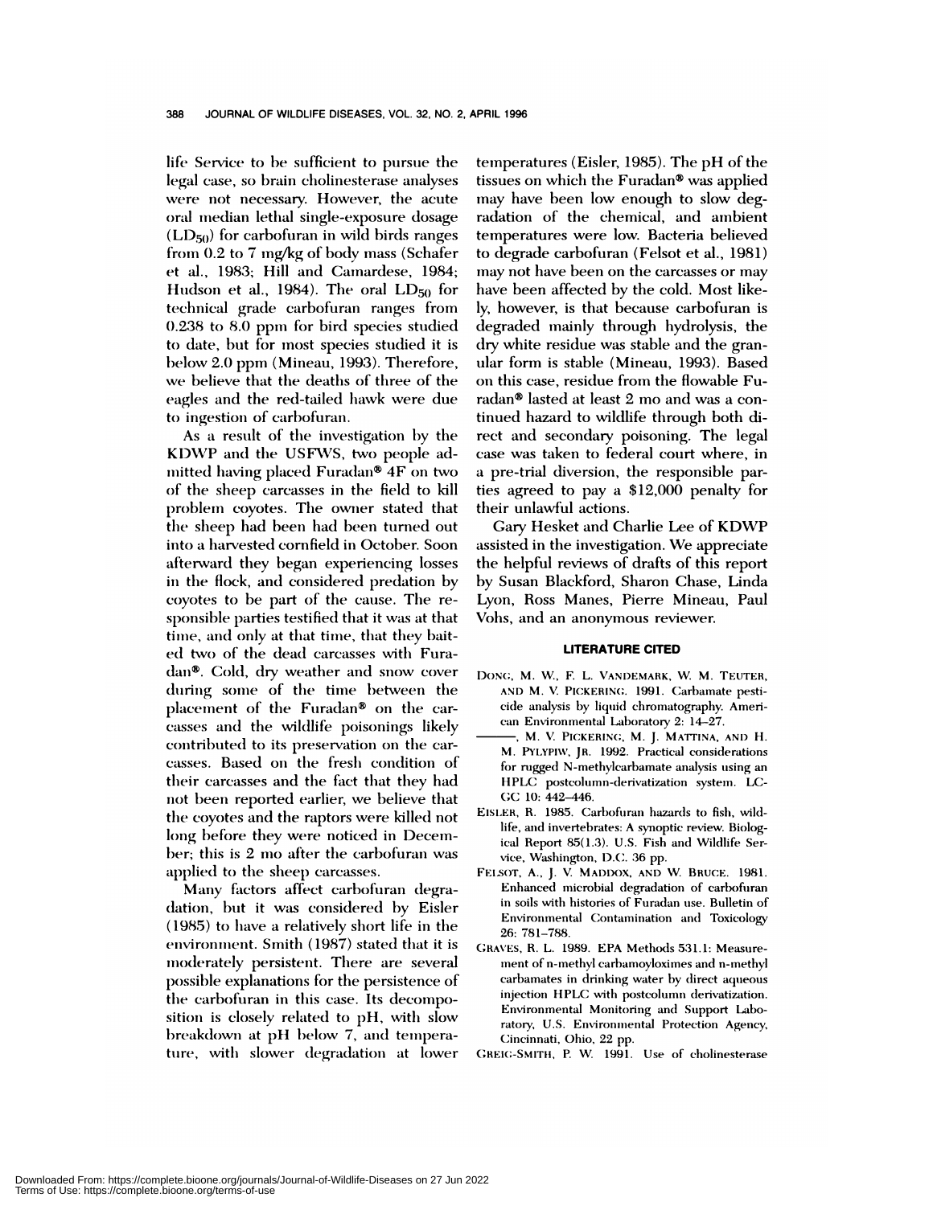life Service to be sufficient to pursue the legal case, so brain cholinesterase analyses were not necessary. However, the acute oral median lethal single-exposure dosage ($LD_{50}$) for carbofuran in wild birds ranges from 0.2 to 7 mg/kg of body mass (Schafer et al., 1983; Hill and Camardese, 1984; Hudson et al., 1984). The oral $LD_{50}$ for technical grade carbofuran ranges from 0.238 to 8.0 ppm for bird species studied to date, but for most species studied it is below 2.0 ppm (Mineau, 1993). Therefore, we believe that the deaths of three of the eagles and the red-tailed hawk were due to ingestion of carbofuran.

As a result of the investigation by the KDWP and the USFWS, two people admitted having placed Furadan® 4F on two of the sheep carcasses in the field to kill problem coyotes. The owner stated that the sheep had been had been turned out into a harvested cornfield in October. Soon afterward they began experiencing losses in the flock, and considered predation by coyotes to be part of the cause. The responsible parties testified that it was at that time, and only at that time, that they baited two of the dead carcasses with Furadan®. Cold, dry weather and snow cover during some of the time between the placement of the Furadan® on the carcasses and the wildlife poisonings likely contributed to its preservation on the carcasses. Based on the fresh condition of their carcasses and the fact that they had not been reported earlier, we believe that the coyotes and the raptors were killed not long before they were noticed in December; this is 2 mo after the carbofuran was applied to the sheep carcasses.

Many factors affect carbofuran degradation, but it was considered by Eisler (1985) to have a relatively short life in the environment. Smith (1987) stated that it is moderately persistent. There are several possible explanations for the persistence of the carbofuran in this case. Its decomposition is closely related to pH, with slow breakdown at pH below 7, and temperature, with slower degradation at lower temperatures (Eisler, 1985). The pH of the tissues on which the Furadan® was applied may have been low enough to slow degradation of the chemical, and ambient temperatures were low. Bacteria believed to degrade carbofuran (Felsot et al., 1981) may not have been on the carcasses or may have been affected by the cold. Most likely, however, is that because carbofuran is degraded mainly through hydrolysis, the dry white residue was stable and the granular form is stable (Mineau, 1993). Based on this case, residue from the flowable Furadan® lasted at least 2 mo and was a continued hazard to wildlife through both direct and secondary poisoning. The legal case was taken to federal court where, in a pre-trial diversion, the responsible parties agreed to pay a $12,000 penalty for their unlawful actions.

Gary Hesket and Charlie Lee of KDWP assisted in the investigation. We appreciate the helpful reviews of drafts of this report by Susan Blackford, Sharon Chase, Linda Lyon, Ross Manes, Pierre Mineau, Paul Vohs, and an anonymous reviewer.

## LITERATURE CITED

DONG, M. W., F. L. VANDEMARK, W. M. TEUTER, AND M. V. PICKERING. 1991. Carbamate pesticide analysis by liquid chromatography. American Environmental Laboratory 2: 14–27.

———, M. V. PICKERING, M. J. MATTINA, AND H. M. PYLYPIW, JR. 1992. Practical considerations for rugged N-methylcarbamate analysis using an HPLC postcolumn-derivatization system. LC-GC 10: 442–446.

EISLER, R. 1985. Carbofuran hazards to fish, wildlife, and invertebrates: A synoptic review. Biological Report 85(1.3). U.S. Fish and Wildlife Service, Washington, D.C. 36 pp.

FELSOT, A., J. V. MADDOX, AND W. BRUCE. 1981. Enhanced microbial degradation of carbofuran in soils with histories of Furadan use. Bulletin of Environmental Contamination and Toxicology 26: 781–788.

GRAVES, R. L. 1989. EPA Methods 531.1: Measurement of n-methyl carbamoyloximes and n-methyl carbamates in drinking water by direct aqueous injection HPLC with postcolumn derivatization. Environmental Monitoring and Support Laboratory, U.S. Environmental Protection Agency, Cincinnati, Ohio, 22 pp.

GREIG-SMITH, P. W. 1991. Use of cholinesterase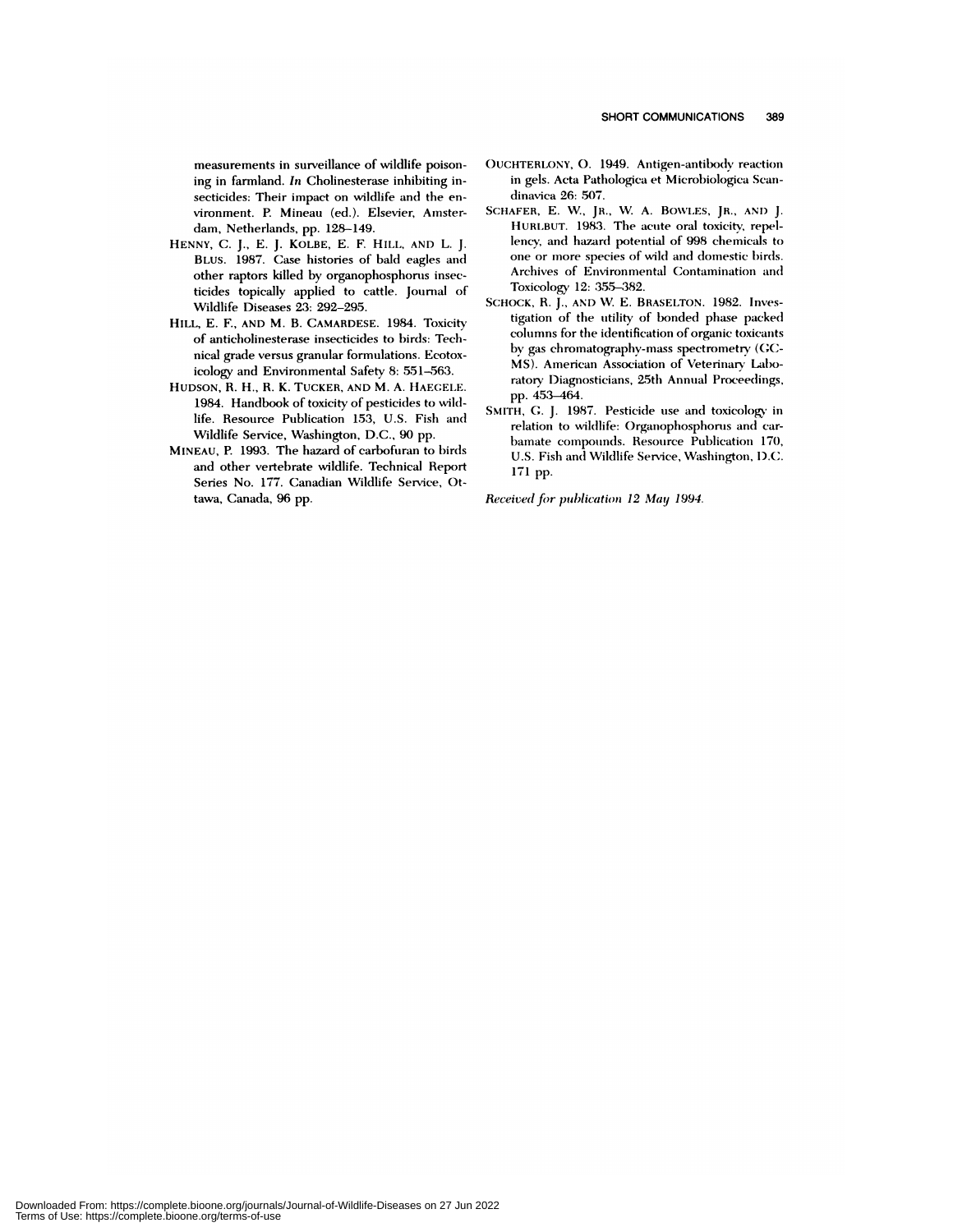measurements in surveillance of wildlife poisoning in farmland. *In* Cholinesterase inhibiting insecticides: Their impact on wildlife and the environment. P. Mineau (ed.). Elsevier, Amsterdam, Netherlands, pp. 128–149.

HENNY, C. J., E. J. KOLBE, E. F. HILL, AND L. J. BLUS. 1987. Case histories of bald eagles and other raptors killed by organophosphorus insecticides topically applied to cattle. Journal of Wildlife Diseases 23: 292–295.

HILL, E. F., AND M. B. CAMARDESE. 1984. Toxicity of anticholinesterase insecticides to birds: Technical grade versus granular formulations. Ecotoxicology and Environmental Safety 8: 551–563.

HUDSON, R. H., R. K. TUCKER, AND M. A. HAEGELE. 1984. Handbook of toxicity of pesticides to wildlife. Resource Publication 153, U.S. Fish and Wildlife Service, Washington, D.C., 90 pp.

MINEAU, P. 1993. The hazard of carbofuran to birds and other vertebrate wildlife. Technical Report Series No. 177. Canadian Wildlife Service, Ottawa, Canada, 96 pp.

OUCHTERLONY, O. 1949. Antigen-antibody reaction in gels. Acta Pathologica et Microbiologica Scandinavica 26: 507.

SCHAFER, E. W., JR., W. A. BOWLES, JR., AND J. HURLBUT. 1983. The acute oral toxicity, repellency, and hazard potential of 998 chemicals to one or more species of wild and domestic birds. Archives of Environmental Contamination and Toxicology 12: 355–382.

SCHOCK, R. J., AND W. E. BRASELTON. 1982. Investigation of the utility of bonded phase packed columns for the identification of organic toxicants by gas chromatography-mass spectrometry (GC-MS). American Association of Veterinary Laboratory Diagnosticians, 25th Annual Proceedings, pp. 453–464.

SMITH, G. J. 1987. Pesticide use and toxicology in relation to wildlife: Organophosphorus and carbamate compounds. Resource Publication 170, U.S. Fish and Wildlife Service, Washington, D.C. 171 pp.

*Received for publication 12 May 1994.*